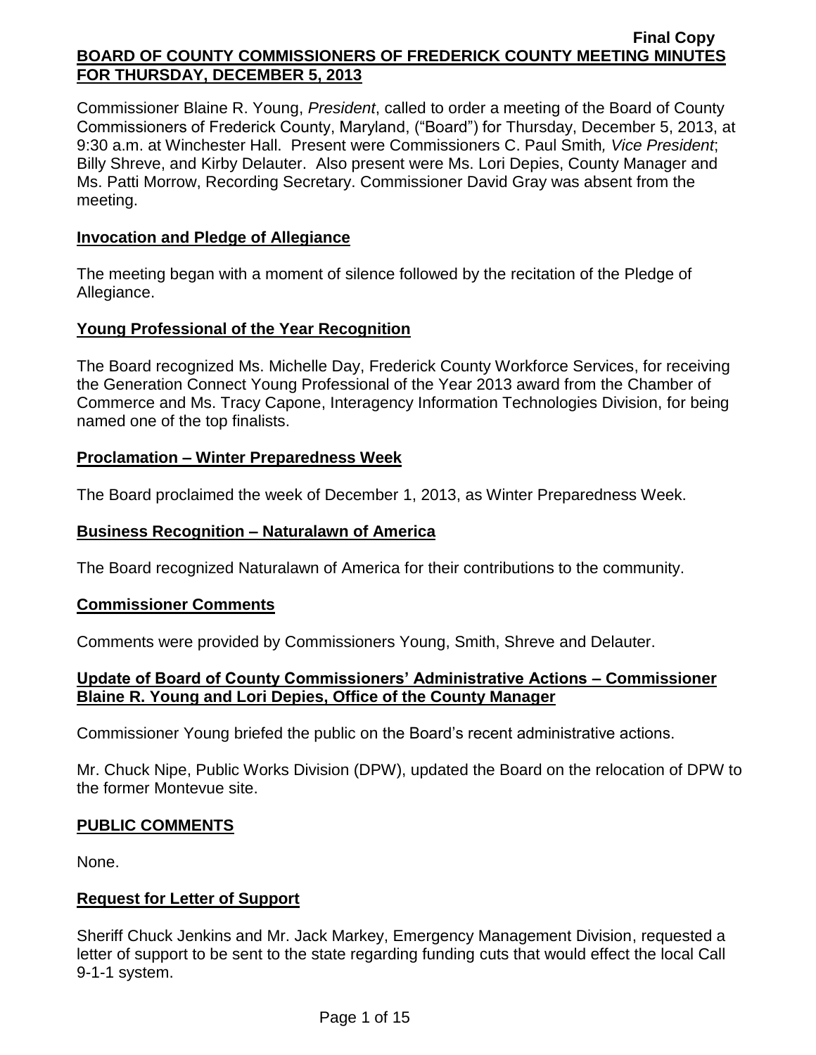**Final Copy**

# BOARD OF COUNTY COMMISSIONERS OF FREDERICK COUNTY MEETING MINUTES FOR THURSDAY, DECEMBER 5, 2013

Commissioner Blaine R. Young, *President*, called to order a meeting of the Board of County Commissioners of Frederick County, Maryland, ("Board") for Thursday, December 5, 2013, at 9:30 a.m. at Winchester Hall. Present were Commissioners C. Paul Smith*, Vice President*; Billy Shreve, and Kirby Delauter. Also present were Ms. Lori Depies, County Manager and Ms. Patti Morrow, Recording Secretary. Commissioner David Gray was absent from the meeting.

## Invocation and Pledge of Allegiance

The meeting began with a moment of silence followed by the recitation of the Pledge of Allegiance.

## Young Professional of the Year Recognition

The Board recognized Ms. Michelle Day, Frederick County Workforce Services, for receiving the Generation Connect Young Professional of the Year 2013 award from the Chamber of Commerce and Ms. Tracy Capone, Interagency Information Technologies Division, for being named one of the top finalists.

## Proclamation – Winter Preparedness Week

The Board proclaimed the week of December 1, 2013, as Winter Preparedness Week.

## Business Recognition – Naturalawn of America

The Board recognized Naturalawn of America for their contributions to the community.

## Commissioner Comments

Comments were provided by Commissioners Young, Smith, Shreve and Delauter.

## Update of Board of County Commissioners' Administrative Actions – Commissioner Blaine R. Young and Lori Depies, Office of the County Manager

Commissioner Young briefed the public on the Board's recent administrative actions.

Mr. Chuck Nipe, Public Works Division (DPW), updated the Board on the relocation of DPW to the former Montevue site.

## PUBLIC COMMENTS

None.

## Request for Letter of Support

Sheriff Chuck Jenkins and Mr. Jack Markey, Emergency Management Division, requested a letter of support to be sent to the state regarding funding cuts that would effect the local Call 9-1-1 system.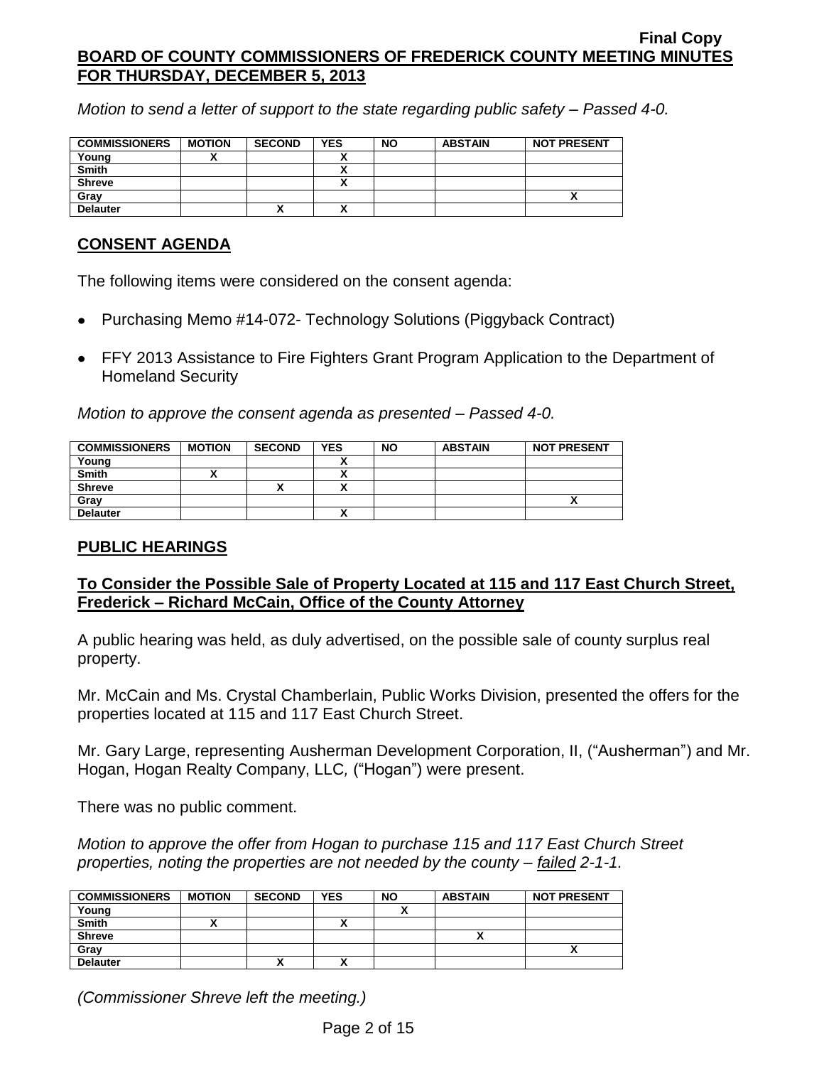*Motion to send a letter of support to the state regarding public safety – Passed 4-0.*

| COMMISSIONERS | MOTION | SECOND | YES | NO | ABSTAIN | NOT PRESENT |
|---|---|---|---|---|---|---|
| Young | X | | X | | | |
| Smith | | | X | | | |
| Shreve | | | X | | | |
| Gray | | | | | | X |
| Delauter | | X | X | | | |

## CONSENT AGENDA

The following items were considered on the consent agenda:

- Purchasing Memo #14-072- Technology Solutions (Piggyback Contract)
- FFY 2013 Assistance to Fire Fighters Grant Program Application to the Department of Homeland Security

*Motion to approve the consent agenda as presented – Passed 4-0.*

| COMMISSIONERS | MOTION | SECOND | YES | NO | ABSTAIN | NOT PRESENT |
|---|---|---|---|---|---|---|
| Young | | | X | | | |
| Smith | X | | X | | | |
| Shreve | | X | X | | | |
| Gray | | | | | | X |
| Delauter | | | X | | | |

## PUBLIC HEARINGS

### To Consider the Possible Sale of Property Located at 115 and 117 East Church Street, Frederick – Richard McCain, Office of the County Attorney

A public hearing was held, as duly advertised, on the possible sale of county surplus real property.

Mr. McCain and Ms. Crystal Chamberlain, Public Works Division, presented the offers for the properties located at 115 and 117 East Church Street.

Mr. Gary Large, representing Ausherman Development Corporation, II, ("Ausherman") and Mr. Hogan, Hogan Realty Company, LLC, ("Hogan") were present.

There was no public comment.

*Motion to approve the offer from Hogan to purchase 115 and 117 East Church Street properties, noting the properties are not needed by the county – failed 2-1-1.*

| COMMISSIONERS | MOTION | SECOND | YES | NO | ABSTAIN | NOT PRESENT |
|---|---|---|---|---|---|---|
| Young | | | | X | | |
| Smith | X | | X | | | |
| Shreve | | | | | X | |
| Gray | | | | | | X |
| Delauter | | X | X | | | |

*(Commissioner Shreve left the meeting.)*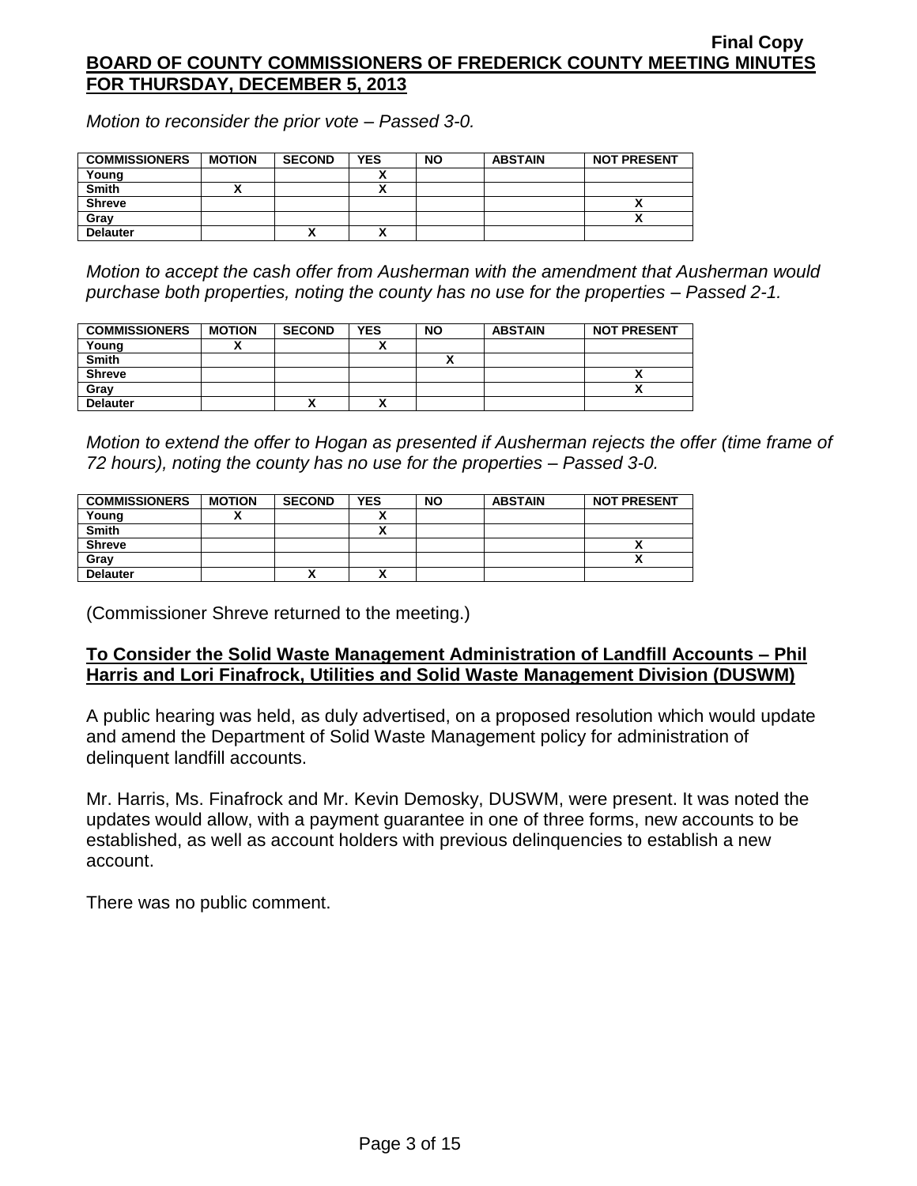*Motion to reconsider the prior vote – Passed 3-0.*

| COMMISSIONERS | MOTION | SECOND | YES | NO | ABSTAIN | NOT PRESENT |
|---|---|---|---|---|---|---|
| Young | | | X | | | |
| Smith | X | | X | | | |
| Shreve | | | | | | X |
| Gray | | | | | | X |
| Delauter | | X | X | | | |

*Motion to accept the cash offer from Ausherman with the amendment that Ausherman would purchase both properties, noting the county has no use for the properties – Passed 2-1.*

| COMMISSIONERS | MOTION | SECOND | YES | NO | ABSTAIN | NOT PRESENT |
|---|---|---|---|---|---|---|
| Young | X | | X | | | |
| Smith | | | | X | | |
| Shreve | | | | | | X |
| Gray | | | | | | X |
| Delauter | | X | X | | | |

*Motion to extend the offer to Hogan as presented if Ausherman rejects the offer (time frame of 72 hours), noting the county has no use for the properties – Passed 3-0.*

| COMMISSIONERS | MOTION | SECOND | YES | NO | ABSTAIN | NOT PRESENT |
|---|---|---|---|---|---|---|
| Young | X | | X | | | |
| Smith | | | X | | | |
| Shreve | | | | | | X |
| Gray | | | | | | X |
| Delauter | | X | X | | | |

(Commissioner Shreve returned to the meeting.)

**To Consider the Solid Waste Management Administration of Landfill Accounts – Phil Harris and Lori Finafrock, Utilities and Solid Waste Management Division (DUSWM)**

A public hearing was held, as duly advertised, on a proposed resolution which would update and amend the Department of Solid Waste Management policy for administration of delinquent landfill accounts.

Mr. Harris, Ms. Finafrock and Mr. Kevin Demosky, DUSWM, were present. It was noted the updates would allow, with a payment guarantee in one of three forms, new accounts to be established, as well as account holders with previous delinquencies to establish a new account.

There was no public comment.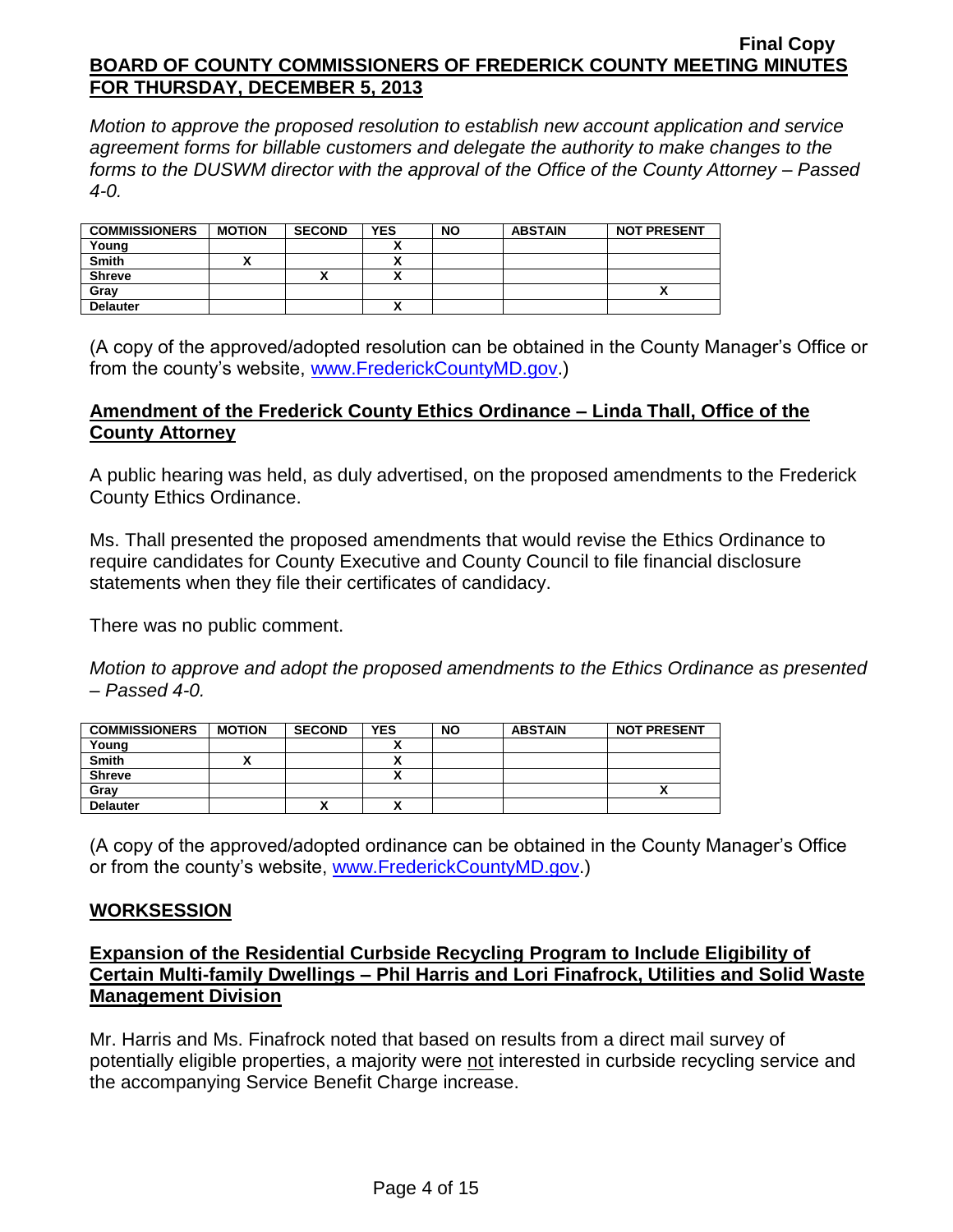*Motion to approve the proposed resolution to establish new account application and service agreement forms for billable customers and delegate the authority to make changes to the forms to the DUSWM director with the approval of the Office of the County Attorney – Passed 4-0.*

| COMMISSIONERS | MOTION | SECOND | YES | NO | ABSTAIN | NOT PRESENT |
|---|---|---|---|---|---|---|
| Young | | | X | | | |
| Smith | X | | X | | | |
| Shreve | | X | X | | | |
| Gray | | | | | | X |
| Delauter | | | X | | | |

(A copy of the approved/adopted resolution can be obtained in the County Manager's Office or from the county's website, www.FrederickCountyMD.gov.)

## Amendment of the Frederick County Ethics Ordinance – Linda Thall, Office of the County Attorney

A public hearing was held, as duly advertised, on the proposed amendments to the Frederick County Ethics Ordinance.

Ms. Thall presented the proposed amendments that would revise the Ethics Ordinance to require candidates for County Executive and County Council to file financial disclosure statements when they file their certificates of candidacy.

There was no public comment.

*Motion to approve and adopt the proposed amendments to the Ethics Ordinance as presented – Passed 4-0.*

| COMMISSIONERS | MOTION | SECOND | YES | NO | ABSTAIN | NOT PRESENT |
|---|---|---|---|---|---|---|
| Young | | | X | | | |
| Smith | X | | X | | | |
| Shreve | | | X | | | |
| Gray | | | | | | X |
| Delauter | | X | X | | | |

(A copy of the approved/adopted ordinance can be obtained in the County Manager's Office or from the county's website, www.FrederickCountyMD.gov.)

## WORKSESSION

## Expansion of the Residential Curbside Recycling Program to Include Eligibility of Certain Multi-family Dwellings – Phil Harris and Lori Finafrock, Utilities and Solid Waste Management Division

Mr. Harris and Ms. Finafrock noted that based on results from a direct mail survey of potentially eligible properties, a majority were not interested in curbside recycling service and the accompanying Service Benefit Charge increase.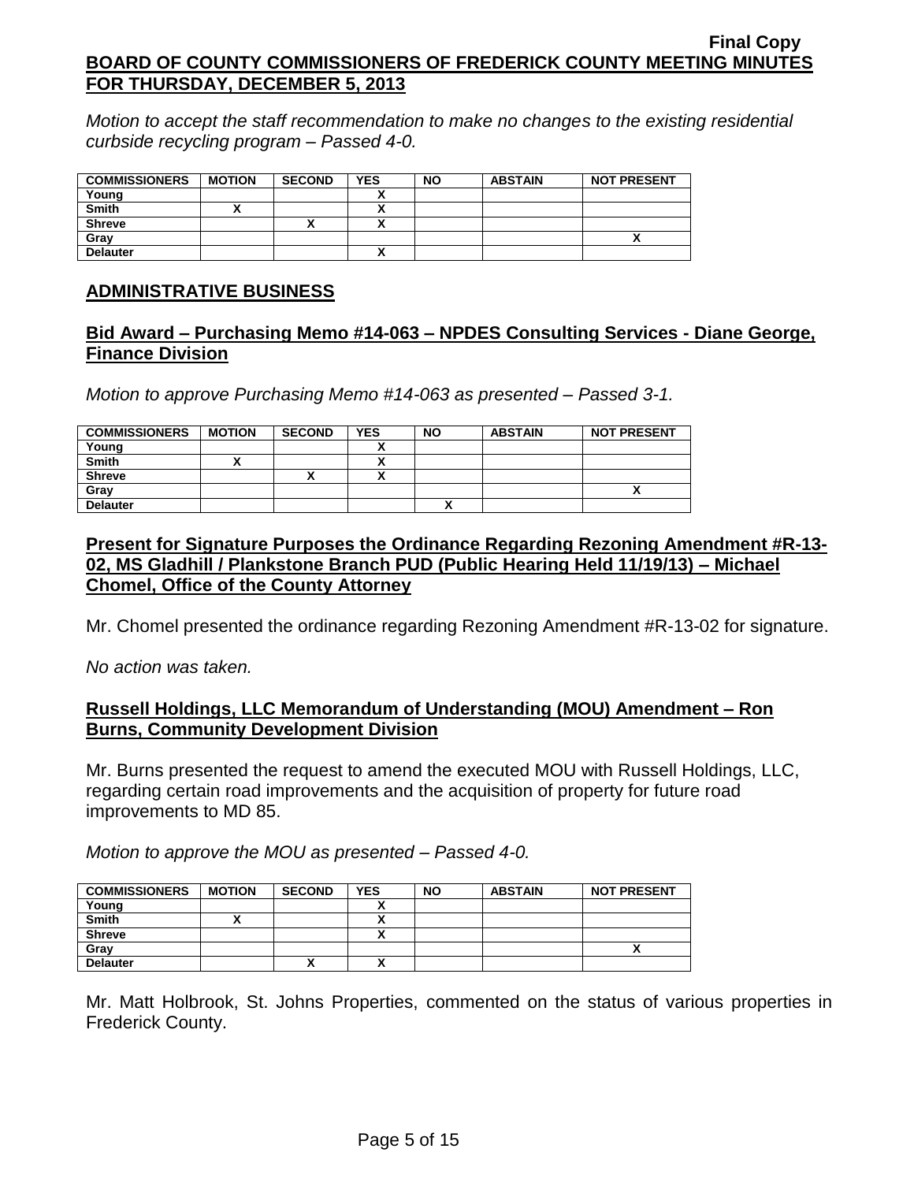Final Copy
**BOARD OF COUNTY COMMISSIONERS OF FREDERICK COUNTY MEETING MINUTES FOR THURSDAY, DECEMBER 5, 2013**

*Motion to accept the staff recommendation to make no changes to the existing residential curbside recycling program – Passed 4-0.*

| COMMISSIONERS | MOTION | SECOND | YES | NO | ABSTAIN | NOT PRESENT |
|---|---|---|---|---|---|---|
| Young | | | X | | | |
| Smith | X | | X | | | |
| Shreve | | X | X | | | |
| Gray | | | | | | X |
| Delauter | | | X | | | |

## ADMINISTRATIVE BUSINESS

### Bid Award – Purchasing Memo #14-063 – NPDES Consulting Services - Diane George, Finance Division

*Motion to approve Purchasing Memo #14-063 as presented – Passed 3-1.*

| COMMISSIONERS | MOTION | SECOND | YES | NO | ABSTAIN | NOT PRESENT |
|---|---|---|---|---|---|---|
| Young | | | X | | | |
| Smith | X | | X | | | |
| Shreve | | X | X | | | |
| Gray | | | | | | X |
| Delauter | | | | X | | |

### Present for Signature Purposes the Ordinance Regarding Rezoning Amendment #R-13-02, MS Gladhill / Plankstone Branch PUD (Public Hearing Held 11/19/13) – Michael Chomel, Office of the County Attorney

Mr. Chomel presented the ordinance regarding Rezoning Amendment #R-13-02 for signature.

*No action was taken.*

### Russell Holdings, LLC Memorandum of Understanding (MOU) Amendment – Ron Burns, Community Development Division

Mr. Burns presented the request to amend the executed MOU with Russell Holdings, LLC, regarding certain road improvements and the acquisition of property for future road improvements to MD 85.

*Motion to approve the MOU as presented – Passed 4-0.*

| COMMISSIONERS | MOTION | SECOND | YES | NO | ABSTAIN | NOT PRESENT |
|---|---|---|---|---|---|---|
| Young | | | X | | | |
| Smith | X | | X | | | |
| Shreve | | | X | | | |
| Gray | | | | | | X |
| Delauter | | X | X | | | |

Mr. Matt Holbrook, St. Johns Properties, commented on the status of various properties in Frederick County.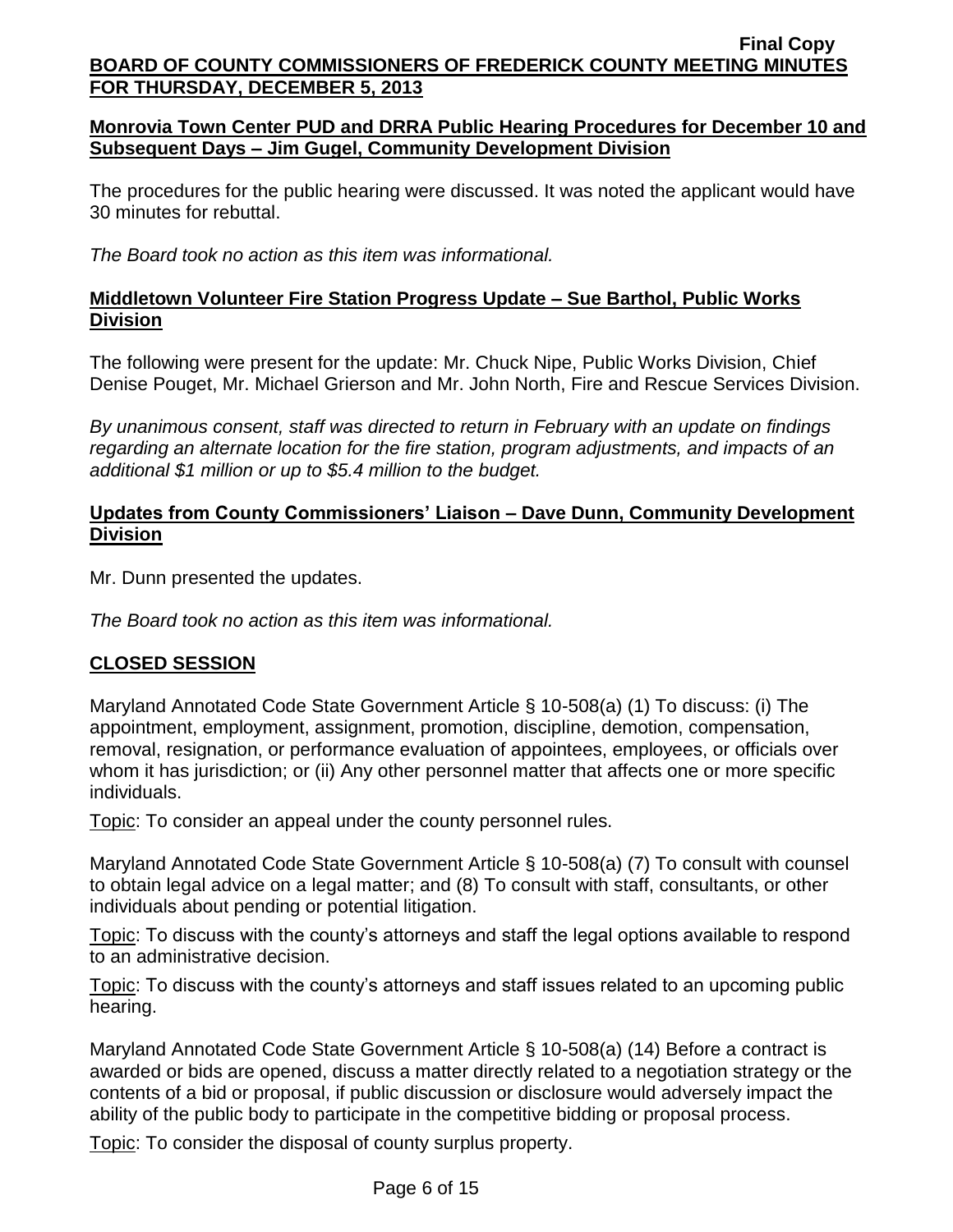**Monrovia Town Center PUD and DRRA Public Hearing Procedures for December 10 and Subsequent Days – Jim Gugel, Community Development Division**

The procedures for the public hearing were discussed. It was noted the applicant would have 30 minutes for rebuttal.

*The Board took no action as this item was informational.*

**Middletown Volunteer Fire Station Progress Update – Sue Barthol, Public Works Division**

The following were present for the update: Mr. Chuck Nipe, Public Works Division, Chief Denise Pouget, Mr. Michael Grierson and Mr. John North, Fire and Rescue Services Division.

*By unanimous consent, staff was directed to return in February with an update on findings regarding an alternate location for the fire station, program adjustments, and impacts of an additional $1 million or up to $5.4 million to the budget.*

**Updates from County Commissioners' Liaison – Dave Dunn, Community Development Division**

Mr. Dunn presented the updates.

*The Board took no action as this item was informational.*

**CLOSED SESSION**

Maryland Annotated Code State Government Article § 10-508(a) (1) To discuss: (i) The appointment, employment, assignment, promotion, discipline, demotion, compensation, removal, resignation, or performance evaluation of appointees, employees, or officials over whom it has jurisdiction; or (ii) Any other personnel matter that affects one or more specific individuals.

Topic: To consider an appeal under the county personnel rules.

Maryland Annotated Code State Government Article § 10-508(a) (7) To consult with counsel to obtain legal advice on a legal matter; and (8) To consult with staff, consultants, or other individuals about pending or potential litigation.

Topic: To discuss with the county's attorneys and staff the legal options available to respond to an administrative decision.

Topic: To discuss with the county's attorneys and staff issues related to an upcoming public hearing.

Maryland Annotated Code State Government Article § 10-508(a) (14) Before a contract is awarded or bids are opened, discuss a matter directly related to a negotiation strategy or the contents of a bid or proposal, if public discussion or disclosure would adversely impact the ability of the public body to participate in the competitive bidding or proposal process.

Topic: To consider the disposal of county surplus property.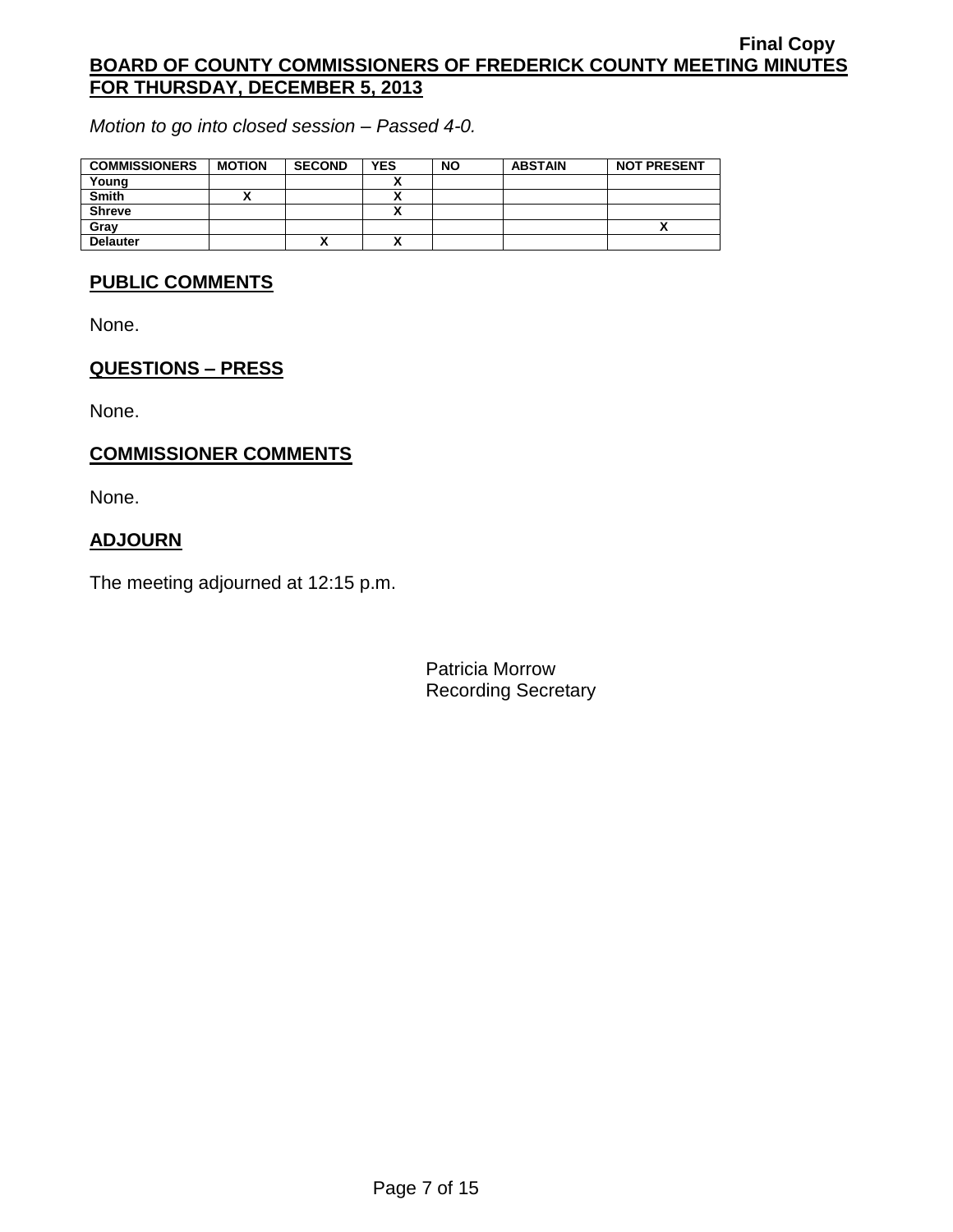Final Copy
**BOARD OF COUNTY COMMISSIONERS OF FREDERICK COUNTY MEETING MINUTES FOR THURSDAY, DECEMBER 5, 2013**

*Motion to go into closed session – Passed 4-0.*

| COMMISSIONERS | MOTION | SECOND | YES | NO | ABSTAIN | NOT PRESENT |
|---|---|---|---|---|---|---|
| Young | | | X | | | |
| Smith | X | | X | | | |
| Shreve | | | X | | | |
| Gray | | | | | | X |
| Delauter | | X | X | | | |

## PUBLIC COMMENTS

None.

## QUESTIONS – PRESS

None.

## COMMISSIONER COMMENTS

None.

## ADJOURN

The meeting adjourned at 12:15 p.m.

Patricia Morrow
Recording Secretary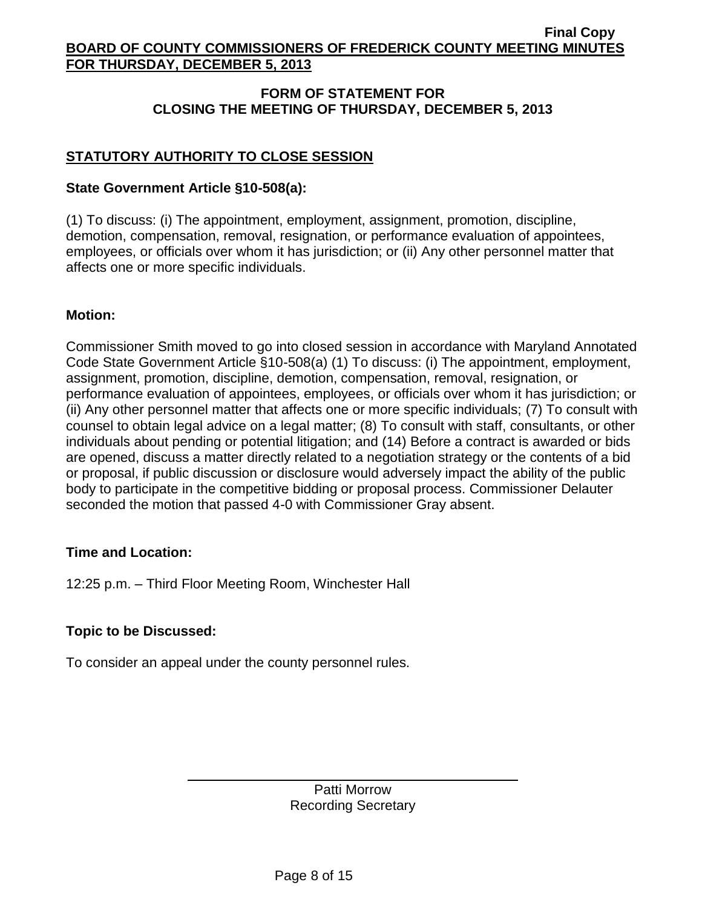## FORM OF STATEMENT FOR CLOSING THE MEETING OF THURSDAY, DECEMBER 5, 2013

### STATUTORY AUTHORITY TO CLOSE SESSION

**State Government Article §10-508(a):**

(1) To discuss: (i) The appointment, employment, assignment, promotion, discipline, demotion, compensation, removal, resignation, or performance evaluation of appointees, employees, or officials over whom it has jurisdiction; or (ii) Any other personnel matter that affects one or more specific individuals.

**Motion:**

Commissioner Smith moved to go into closed session in accordance with Maryland Annotated Code State Government Article §10-508(a) (1) To discuss: (i) The appointment, employment, assignment, promotion, discipline, demotion, compensation, removal, resignation, or performance evaluation of appointees, employees, or officials over whom it has jurisdiction; or (ii) Any other personnel matter that affects one or more specific individuals; (7) To consult with counsel to obtain legal advice on a legal matter; (8) To consult with staff, consultants, or other individuals about pending or potential litigation; and (14) Before a contract is awarded or bids are opened, discuss a matter directly related to a negotiation strategy or the contents of a bid or proposal, if public discussion or disclosure would adversely impact the ability of the public body to participate in the competitive bidding or proposal process. Commissioner Delauter seconded the motion that passed 4-0 with Commissioner Gray absent.

**Time and Location:**

12:25 p.m. – Third Floor Meeting Room, Winchester Hall

**Topic to be Discussed:**

To consider an appeal under the county personnel rules.

Patti Morrow
Recording Secretary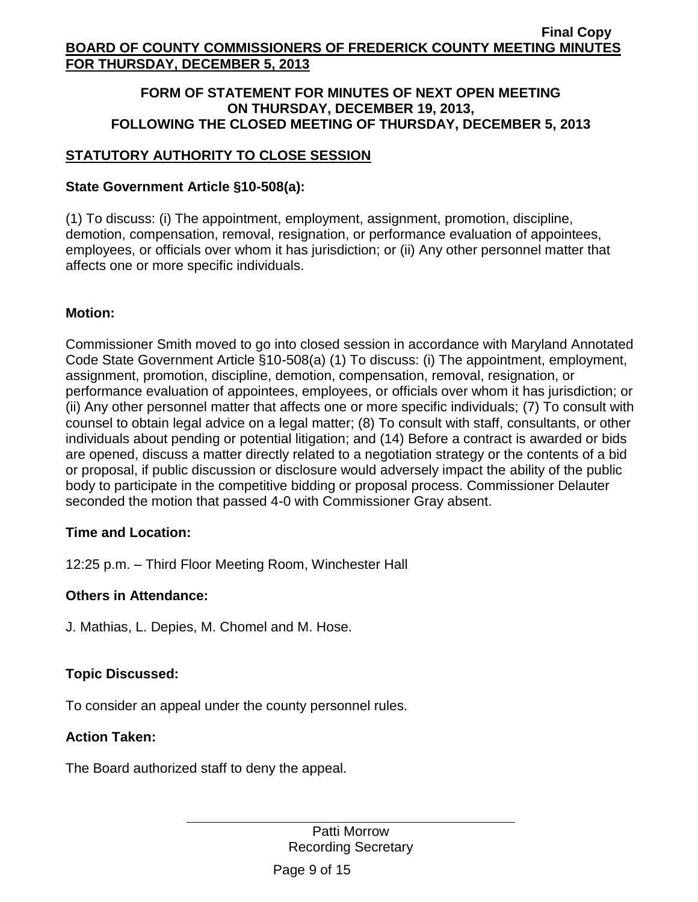**FORM OF STATEMENT FOR MINUTES OF NEXT OPEN MEETING ON THURSDAY, DECEMBER 19, 2013, FOLLOWING THE CLOSED MEETING OF THURSDAY, DECEMBER 5, 2013**

## STATUTORY AUTHORITY TO CLOSE SESSION

**State Government Article §10-508(a):**

(1) To discuss: (i) The appointment, employment, assignment, promotion, discipline, demotion, compensation, removal, resignation, or performance evaluation of appointees, employees, or officials over whom it has jurisdiction; or (ii) Any other personnel matter that affects one or more specific individuals.

**Motion:**

Commissioner Smith moved to go into closed session in accordance with Maryland Annotated Code State Government Article §10-508(a) (1) To discuss: (i) The appointment, employment, assignment, promotion, discipline, demotion, compensation, removal, resignation, or performance evaluation of appointees, employees, or officials over whom it has jurisdiction; or (ii) Any other personnel matter that affects one or more specific individuals; (7) To consult with counsel to obtain legal advice on a legal matter; (8) To consult with staff, consultants, or other individuals about pending or potential litigation; and (14) Before a contract is awarded or bids are opened, discuss a matter directly related to a negotiation strategy or the contents of a bid or proposal, if public discussion or disclosure would adversely impact the ability of the public body to participate in the competitive bidding or proposal process. Commissioner Delauter seconded the motion that passed 4-0 with Commissioner Gray absent.

**Time and Location:**

12:25 p.m. – Third Floor Meeting Room, Winchester Hall

**Others in Attendance:**

J. Mathias, L. Depies, M. Chomel and M. Hose.

**Topic Discussed:**

To consider an appeal under the county personnel rules.

**Action Taken:**

The Board authorized staff to deny the appeal.

Patti Morrow
Recording Secretary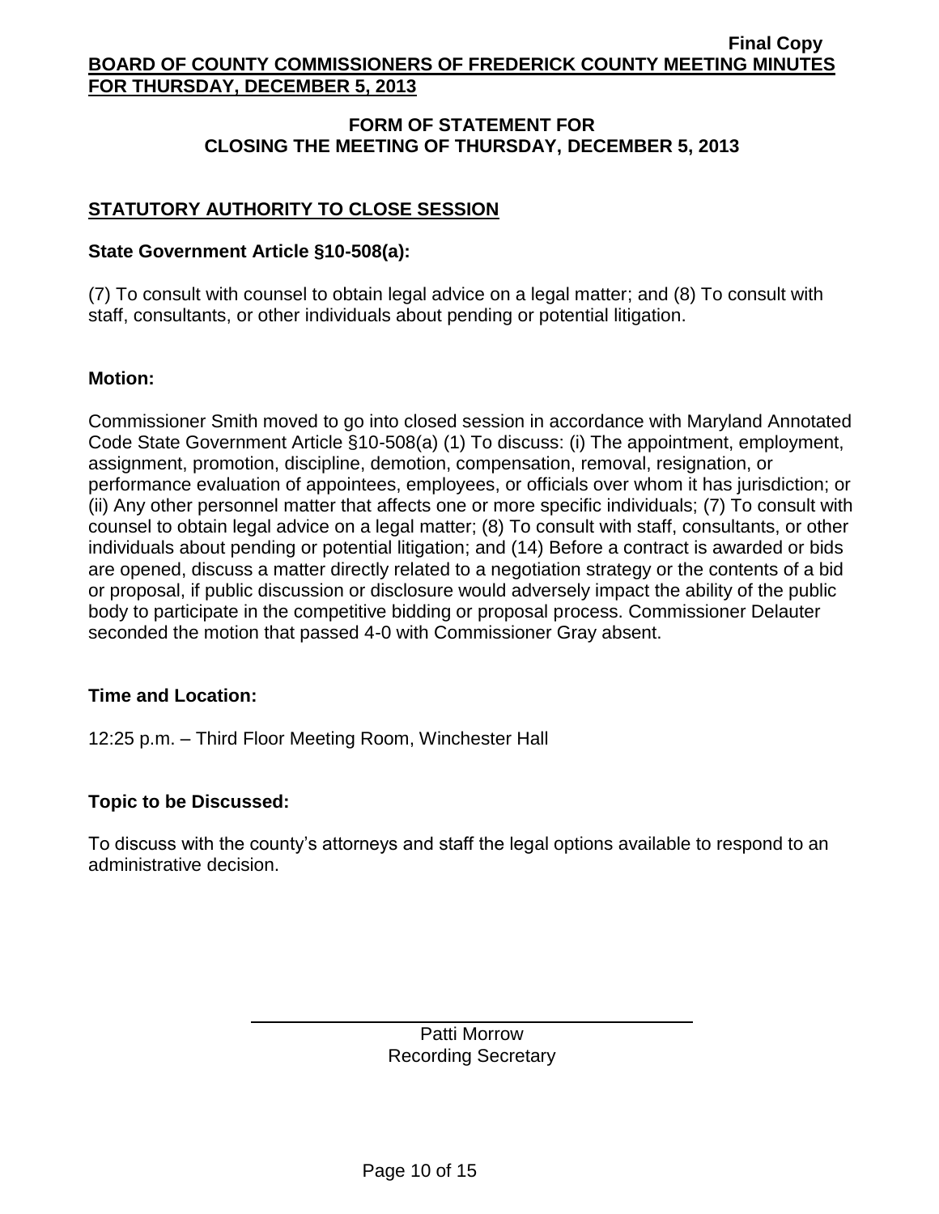## FORM OF STATEMENT FOR CLOSING THE MEETING OF THURSDAY, DECEMBER 5, 2013

### STATUTORY AUTHORITY TO CLOSE SESSION

**State Government Article §10-508(a):**

(7) To consult with counsel to obtain legal advice on a legal matter; and (8) To consult with staff, consultants, or other individuals about pending or potential litigation.

**Motion:**

Commissioner Smith moved to go into closed session in accordance with Maryland Annotated Code State Government Article §10-508(a) (1) To discuss: (i) The appointment, employment, assignment, promotion, discipline, demotion, compensation, removal, resignation, or performance evaluation of appointees, employees, or officials over whom it has jurisdiction; or (ii) Any other personnel matter that affects one or more specific individuals; (7) To consult with counsel to obtain legal advice on a legal matter; (8) To consult with staff, consultants, or other individuals about pending or potential litigation; and (14) Before a contract is awarded or bids are opened, discuss a matter directly related to a negotiation strategy or the contents of a bid or proposal, if public discussion or disclosure would adversely impact the ability of the public body to participate in the competitive bidding or proposal process. Commissioner Delauter seconded the motion that passed 4-0 with Commissioner Gray absent.

**Time and Location:**

12:25 p.m. – Third Floor Meeting Room, Winchester Hall

**Topic to be Discussed:**

To discuss with the county's attorneys and staff the legal options available to respond to an administrative decision.

Patti Morrow
Recording Secretary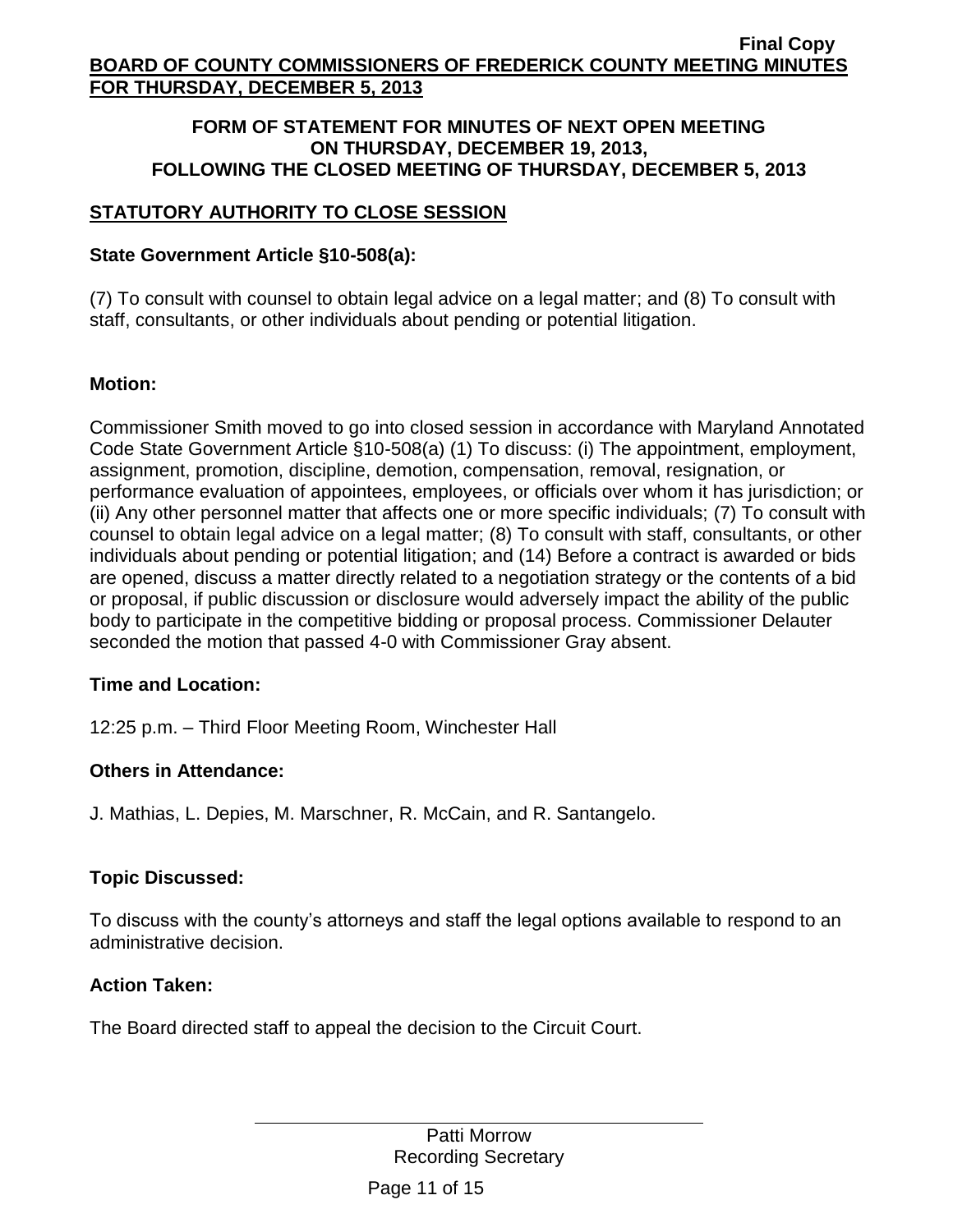**FORM OF STATEMENT FOR MINUTES OF NEXT OPEN MEETING ON THURSDAY, DECEMBER 19, 2013, FOLLOWING THE CLOSED MEETING OF THURSDAY, DECEMBER 5, 2013**

## STATUTORY AUTHORITY TO CLOSE SESSION

**State Government Article §10-508(a):**

(7) To consult with counsel to obtain legal advice on a legal matter; and (8) To consult with staff, consultants, or other individuals about pending or potential litigation.

**Motion:**

Commissioner Smith moved to go into closed session in accordance with Maryland Annotated Code State Government Article §10-508(a) (1) To discuss: (i) The appointment, employment, assignment, promotion, discipline, demotion, compensation, removal, resignation, or performance evaluation of appointees, employees, or officials over whom it has jurisdiction; or (ii) Any other personnel matter that affects one or more specific individuals; (7) To consult with counsel to obtain legal advice on a legal matter; (8) To consult with staff, consultants, or other individuals about pending or potential litigation; and (14) Before a contract is awarded or bids are opened, discuss a matter directly related to a negotiation strategy or the contents of a bid or proposal, if public discussion or disclosure would adversely impact the ability of the public body to participate in the competitive bidding or proposal process. Commissioner Delauter seconded the motion that passed 4-0 with Commissioner Gray absent.

**Time and Location:**

12:25 p.m. – Third Floor Meeting Room, Winchester Hall

**Others in Attendance:**

J. Mathias, L. Depies, M. Marschner, R. McCain, and R. Santangelo.

**Topic Discussed:**

To discuss with the county's attorneys and staff the legal options available to respond to an administrative decision.

**Action Taken:**

The Board directed staff to appeal the decision to the Circuit Court.

Patti Morrow
Recording Secretary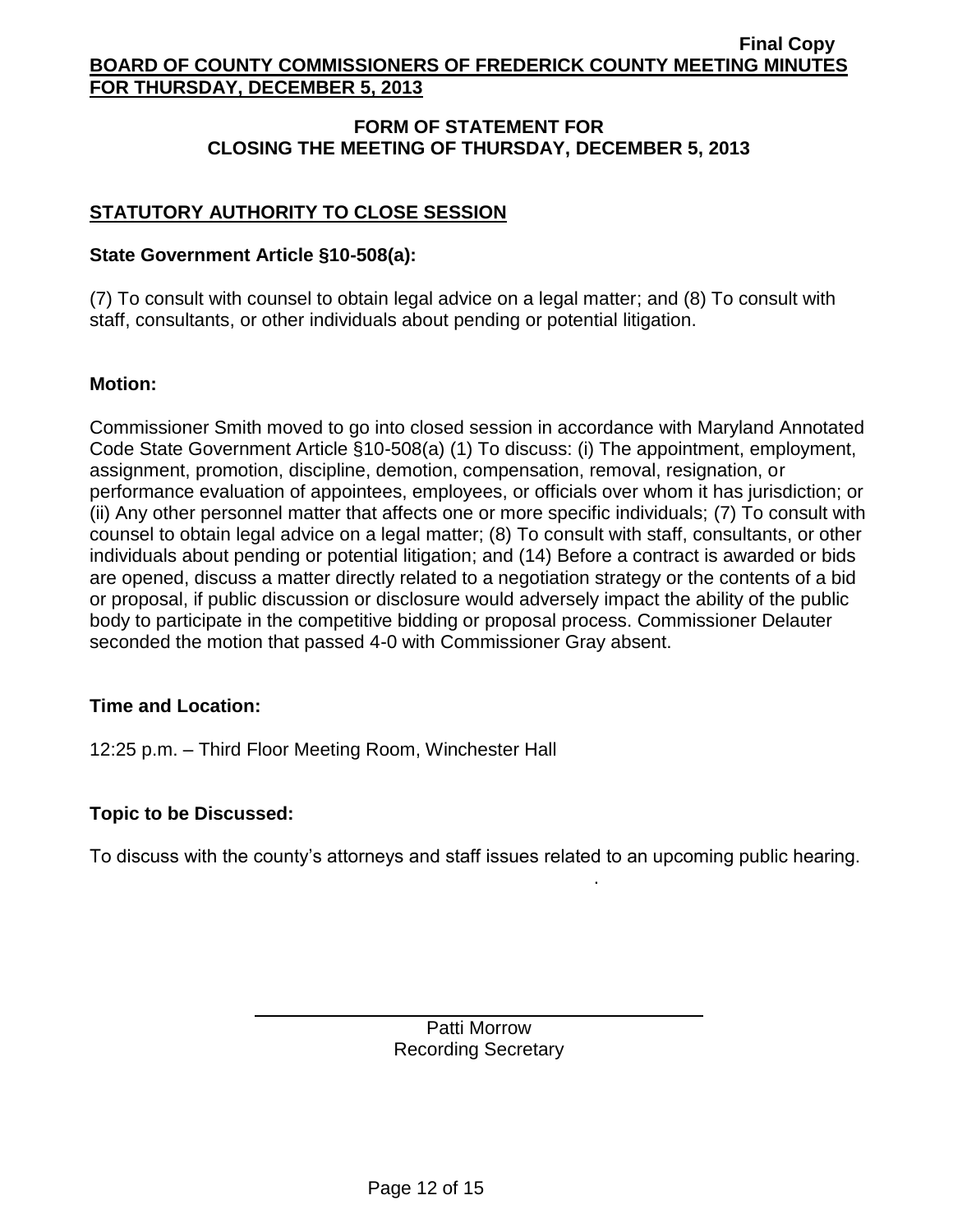## FORM OF STATEMENT FOR CLOSING THE MEETING OF THURSDAY, DECEMBER 5, 2013

### STATUTORY AUTHORITY TO CLOSE SESSION

**State Government Article §10-508(a):**

(7) To consult with counsel to obtain legal advice on a legal matter; and (8) To consult with staff, consultants, or other individuals about pending or potential litigation.

**Motion:**

Commissioner Smith moved to go into closed session in accordance with Maryland Annotated Code State Government Article §10-508(a) (1) To discuss: (i) The appointment, employment, assignment, promotion, discipline, demotion, compensation, removal, resignation, or performance evaluation of appointees, employees, or officials over whom it has jurisdiction; or (ii) Any other personnel matter that affects one or more specific individuals; (7) To consult with counsel to obtain legal advice on a legal matter; (8) To consult with staff, consultants, or other individuals about pending or potential litigation; and (14) Before a contract is awarded or bids are opened, discuss a matter directly related to a negotiation strategy or the contents of a bid or proposal, if public discussion or disclosure would adversely impact the ability of the public body to participate in the competitive bidding or proposal process. Commissioner Delauter seconded the motion that passed 4-0 with Commissioner Gray absent.

**Time and Location:**

12:25 p.m. – Third Floor Meeting Room, Winchester Hall

**Topic to be Discussed:**

To discuss with the county's attorneys and staff issues related to an upcoming public hearing.

Patti Morrow
Recording Secretary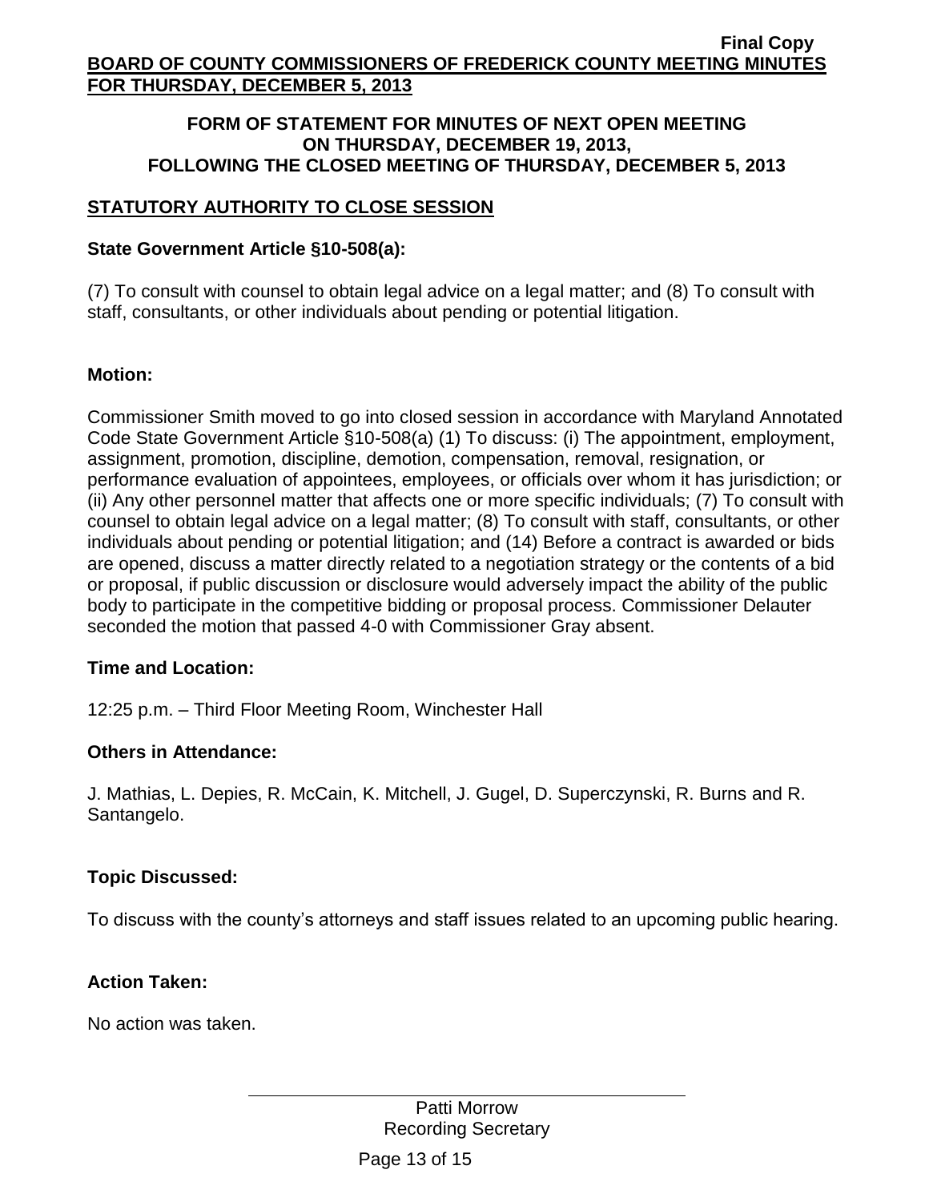**Final Copy**

**BOARD OF COUNTY COMMISSIONERS OF FREDERICK COUNTY MEETING MINUTES FOR THURSDAY, DECEMBER 5, 2013**

**FORM OF STATEMENT FOR MINUTES OF NEXT OPEN MEETING ON THURSDAY, DECEMBER 19, 2013, FOLLOWING THE CLOSED MEETING OF THURSDAY, DECEMBER 5, 2013**

## STATUTORY AUTHORITY TO CLOSE SESSION

### State Government Article §10-508(a):

(7) To consult with counsel to obtain legal advice on a legal matter; and (8) To consult with staff, consultants, or other individuals about pending or potential litigation.

### Motion:

Commissioner Smith moved to go into closed session in accordance with Maryland Annotated Code State Government Article §10-508(a) (1) To discuss: (i) The appointment, employment, assignment, promotion, discipline, demotion, compensation, removal, resignation, or performance evaluation of appointees, employees, or officials over whom it has jurisdiction; or (ii) Any other personnel matter that affects one or more specific individuals; (7) To consult with counsel to obtain legal advice on a legal matter; (8) To consult with staff, consultants, or other individuals about pending or potential litigation; and (14) Before a contract is awarded or bids are opened, discuss a matter directly related to a negotiation strategy or the contents of a bid or proposal, if public discussion or disclosure would adversely impact the ability of the public body to participate in the competitive bidding or proposal process. Commissioner Delauter seconded the motion that passed 4-0 with Commissioner Gray absent.

### Time and Location:

12:25 p.m. – Third Floor Meeting Room, Winchester Hall

### Others in Attendance:

J. Mathias, L. Depies, R. McCain, K. Mitchell, J. Gugel, D. Superczynski, R. Burns and R. Santangelo.

### Topic Discussed:

To discuss with the county's attorneys and staff issues related to an upcoming public hearing.

### Action Taken:

No action was taken.

Patti Morrow
Recording Secretary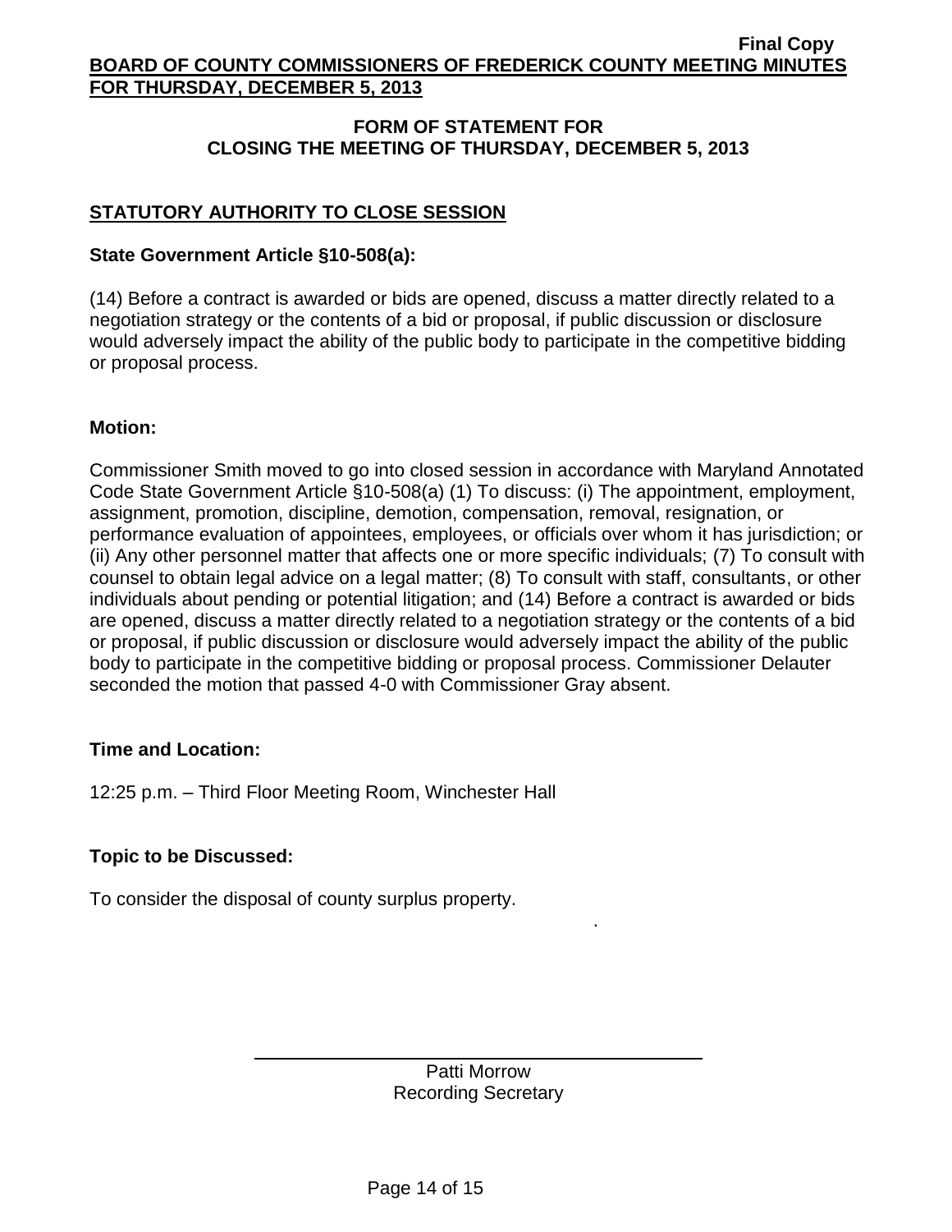## FORM OF STATEMENT FOR CLOSING THE MEETING OF THURSDAY, DECEMBER 5, 2013

### STATUTORY AUTHORITY TO CLOSE SESSION

**State Government Article §10-508(a):**

(14) Before a contract is awarded or bids are opened, discuss a matter directly related to a negotiation strategy or the contents of a bid or proposal, if public discussion or disclosure would adversely impact the ability of the public body to participate in the competitive bidding or proposal process.

**Motion:**

Commissioner Smith moved to go into closed session in accordance with Maryland Annotated Code State Government Article §10-508(a) (1) To discuss: (i) The appointment, employment, assignment, promotion, discipline, demotion, compensation, removal, resignation, or performance evaluation of appointees, employees, or officials over whom it has jurisdiction; or (ii) Any other personnel matter that affects one or more specific individuals; (7) To consult with counsel to obtain legal advice on a legal matter; (8) To consult with staff, consultants, or other individuals about pending or potential litigation; and (14) Before a contract is awarded or bids are opened, discuss a matter directly related to a negotiation strategy or the contents of a bid or proposal, if public discussion or disclosure would adversely impact the ability of the public body to participate in the competitive bidding or proposal process. Commissioner Delauter seconded the motion that passed 4-0 with Commissioner Gray absent.

**Time and Location:**

12:25 p.m. – Third Floor Meeting Room, Winchester Hall

**Topic to be Discussed:**

To consider the disposal of county surplus property.

Patti Morrow
Recording Secretary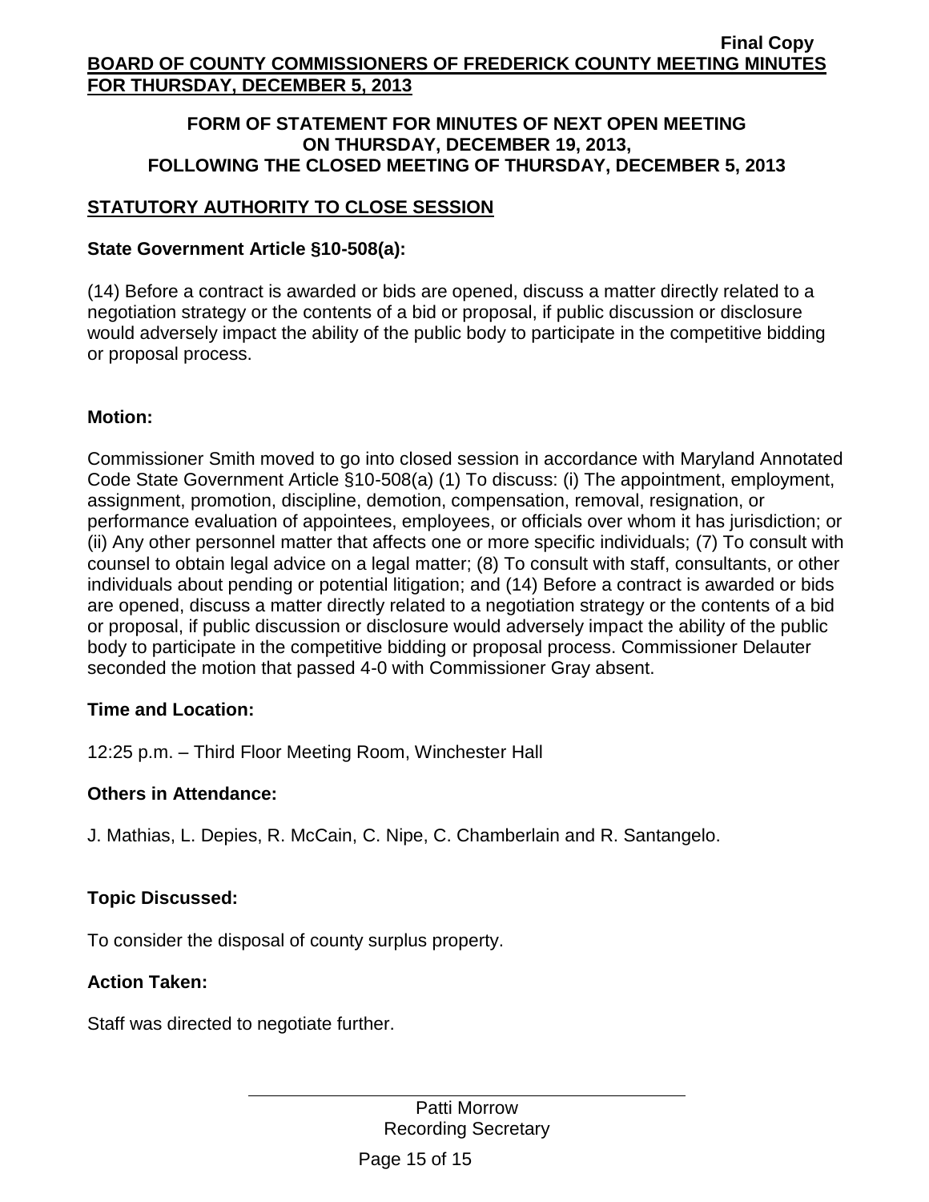## FORM OF STATEMENT FOR MINUTES OF NEXT OPEN MEETING ON THURSDAY, DECEMBER 19, 2013, FOLLOWING THE CLOSED MEETING OF THURSDAY, DECEMBER 5, 2013

### STATUTORY AUTHORITY TO CLOSE SESSION

**State Government Article §10-508(a):**

(14) Before a contract is awarded or bids are opened, discuss a matter directly related to a negotiation strategy or the contents of a bid or proposal, if public discussion or disclosure would adversely impact the ability of the public body to participate in the competitive bidding or proposal process.

**Motion:**

Commissioner Smith moved to go into closed session in accordance with Maryland Annotated Code State Government Article §10-508(a) (1) To discuss: (i) The appointment, employment, assignment, promotion, discipline, demotion, compensation, removal, resignation, or performance evaluation of appointees, employees, or officials over whom it has jurisdiction; or (ii) Any other personnel matter that affects one or more specific individuals; (7) To consult with counsel to obtain legal advice on a legal matter; (8) To consult with staff, consultants, or other individuals about pending or potential litigation; and (14) Before a contract is awarded or bids are opened, discuss a matter directly related to a negotiation strategy or the contents of a bid or proposal, if public discussion or disclosure would adversely impact the ability of the public body to participate in the competitive bidding or proposal process. Commissioner Delauter seconded the motion that passed 4-0 with Commissioner Gray absent.

**Time and Location:**

12:25 p.m. – Third Floor Meeting Room, Winchester Hall

**Others in Attendance:**

J. Mathias, L. Depies, R. McCain, C. Nipe, C. Chamberlain and R. Santangelo.

**Topic Discussed:**

To consider the disposal of county surplus property.

**Action Taken:**

Staff was directed to negotiate further.

Patti Morrow
Recording Secretary